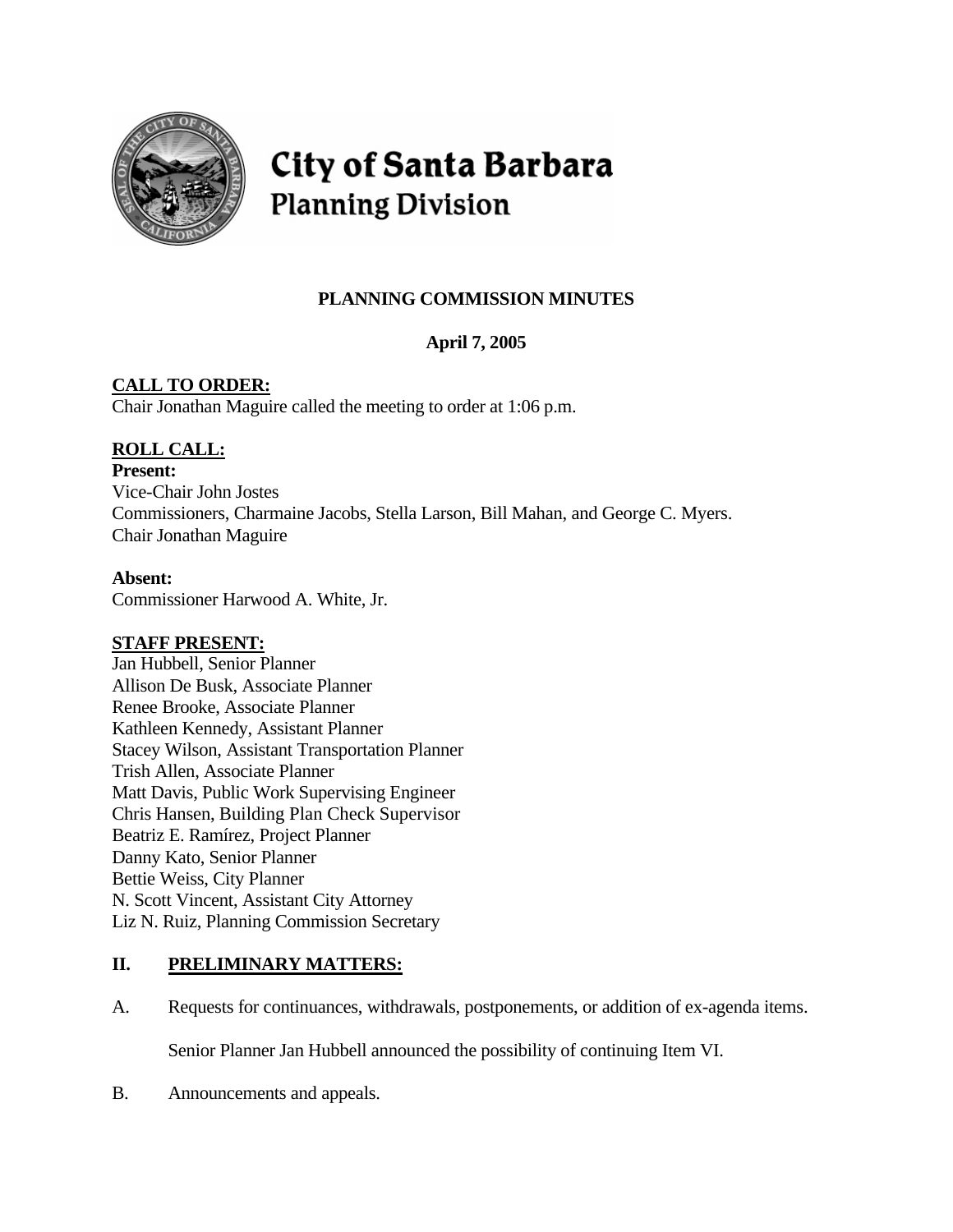# City of Santa Barbara
## Planning Division

**PLANNING COMMISSION MINUTES**

**April 7, 2005**

**CALL TO ORDER:**
Chair Jonathan Maguire called the meeting to order at 1:06 p.m.

**ROLL CALL:**
**Present:**
Vice-Chair John Jostes
Commissioners, Charmaine Jacobs, Stella Larson, Bill Mahan, and George C. Myers.
Chair Jonathan Maguire

**Absent:**
Commissioner Harwood A. White, Jr.

**STAFF PRESENT:**
Jan Hubbell, Senior Planner
Allison De Busk, Associate Planner
Renee Brooke, Associate Planner
Kathleen Kennedy, Assistant Planner
Stacey Wilson, Assistant Transportation Planner
Trish Allen, Associate Planner
Matt Davis, Public Work Supervising Engineer
Chris Hansen, Building Plan Check Supervisor
Beatriz E. Ramírez, Project Planner
Danny Kato, Senior Planner
Bettie Weiss, City Planner
N. Scott Vincent, Assistant City Attorney
Liz N. Ruiz, Planning Commission Secretary

## II. PRELIMINARY MATTERS:

A. Requests for continuances, withdrawals, postponements, or addition of ex-agenda items.

Senior Planner Jan Hubbell announced the possibility of continuing Item VI.

B. Announcements and appeals.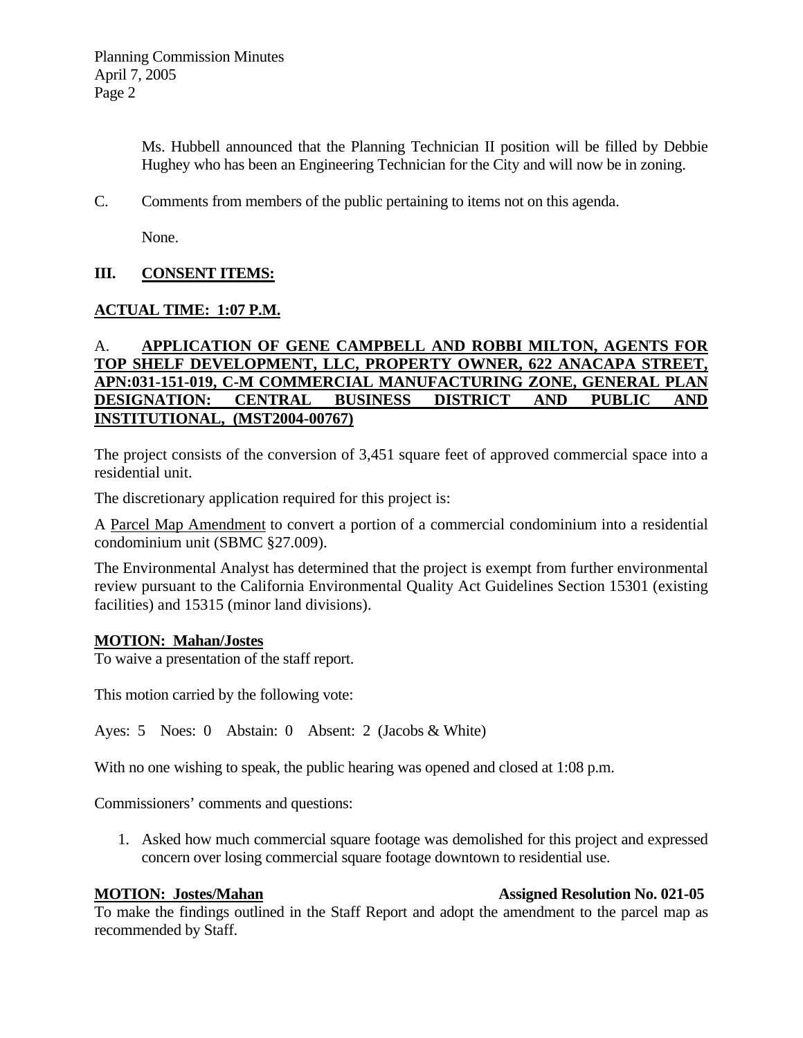Ms. Hubbell announced that the Planning Technician II position will be filled by Debbie Hughey who has been an Engineering Technician for the City and will now be in zoning.

C. Comments from members of the public pertaining to items not on this agenda.

None.

## III. CONSENT ITEMS:

**ACTUAL TIME: 1:07 P.M.**

A. **APPLICATION OF GENE CAMPBELL AND ROBBI MILTON, AGENTS FOR TOP SHELF DEVELOPMENT, LLC, PROPERTY OWNER, 622 ANACAPA STREET, APN:031-151-019, C-M COMMERCIAL MANUFACTURING ZONE, GENERAL PLAN DESIGNATION: CENTRAL BUSINESS DISTRICT AND PUBLIC AND INSTITUTIONAL, (MST2004-00767)**

The project consists of the conversion of 3,451 square feet of approved commercial space into a residential unit.

The discretionary application required for this project is:

A Parcel Map Amendment to convert a portion of a commercial condominium into a residential condominium unit (SBMC §27.009).

The Environmental Analyst has determined that the project is exempt from further environmental review pursuant to the California Environmental Quality Act Guidelines Section 15301 (existing facilities) and 15315 (minor land divisions).

**MOTION: Mahan/Jostes**
To waive a presentation of the staff report.

This motion carried by the following vote:

Ayes: 5 Noes: 0 Abstain: 0 Absent: 2 (Jacobs & White)

With no one wishing to speak, the public hearing was opened and closed at 1:08 p.m.

Commissioners' comments and questions:

1. Asked how much commercial square footage was demolished for this project and expressed concern over losing commercial square footage downtown to residential use.

**MOTION: Jostes/Mahan** **Assigned Resolution No. 021-05**
To make the findings outlined in the Staff Report and adopt the amendment to the parcel map as recommended by Staff.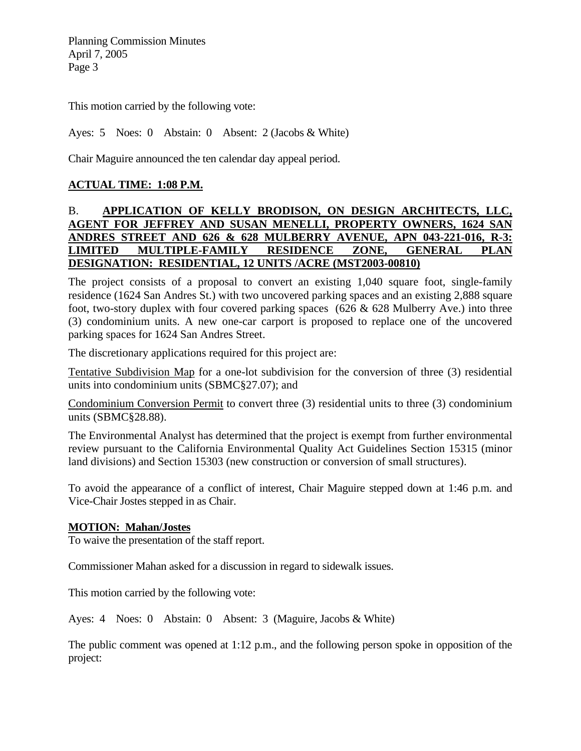This motion carried by the following vote:

Ayes: 5 Noes: 0 Abstain: 0 Absent: 2 (Jacobs & White)

Chair Maguire announced the ten calendar day appeal period.

**ACTUAL TIME: 1:08 P.M.**

B. **APPLICATION OF KELLY BRODISON, ON DESIGN ARCHITECTS, LLC, AGENT FOR JEFFREY AND SUSAN MENELLI, PROPERTY OWNERS, 1624 SAN ANDRES STREET AND 626 & 628 MULBERRY AVENUE, APN 043-221-016, R-3: LIMITED MULTIPLE-FAMILY RESIDENCE ZONE, GENERAL PLAN DESIGNATION: RESIDENTIAL, 12 UNITS /ACRE (MST2003-00810)**

The project consists of a proposal to convert an existing 1,040 square foot, single-family residence (1624 San Andres St.) with two uncovered parking spaces and an existing 2,888 square foot, two-story duplex with four covered parking spaces (626 & 628 Mulberry Ave.) into three (3) condominium units. A new one-car carport is proposed to replace one of the uncovered parking spaces for 1624 San Andres Street.

The discretionary applications required for this project are:

Tentative Subdivision Map for a one-lot subdivision for the conversion of three (3) residential units into condominium units (SBMC§27.07); and

Condominium Conversion Permit to convert three (3) residential units to three (3) condominium units (SBMC§28.88).

The Environmental Analyst has determined that the project is exempt from further environmental review pursuant to the California Environmental Quality Act Guidelines Section 15315 (minor land divisions) and Section 15303 (new construction or conversion of small structures).

To avoid the appearance of a conflict of interest, Chair Maguire stepped down at 1:46 p.m. and Vice-Chair Jostes stepped in as Chair.

**MOTION: Mahan/Jostes**
To waive the presentation of the staff report.

Commissioner Mahan asked for a discussion in regard to sidewalk issues.

This motion carried by the following vote:

Ayes: 4 Noes: 0 Abstain: 0 Absent: 3 (Maguire, Jacobs & White)

The public comment was opened at 1:12 p.m., and the following person spoke in opposition of the project: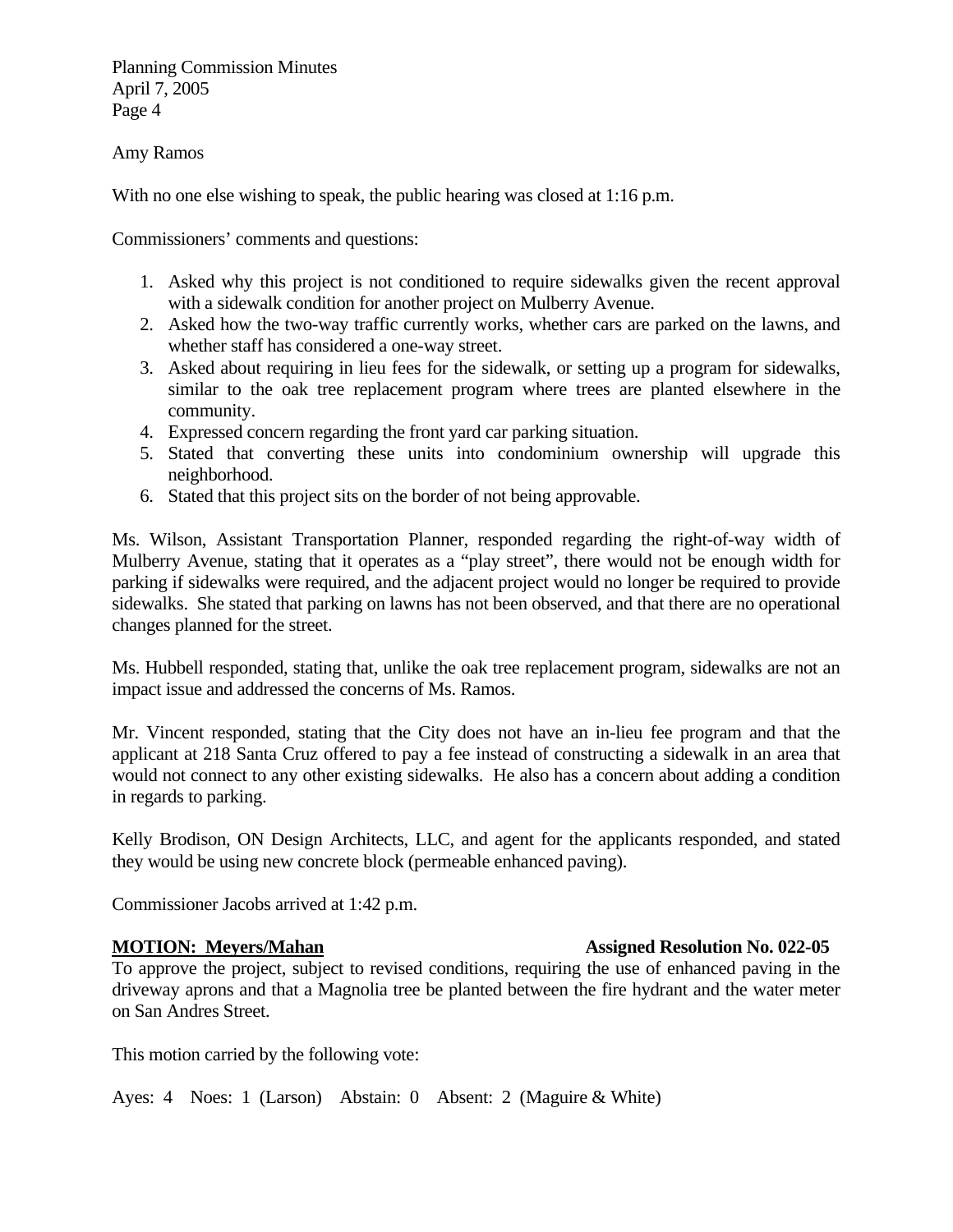Amy Ramos

With no one else wishing to speak, the public hearing was closed at 1:16 p.m.

Commissioners' comments and questions:

1. Asked why this project is not conditioned to require sidewalks given the recent approval with a sidewalk condition for another project on Mulberry Avenue.
2. Asked how the two-way traffic currently works, whether cars are parked on the lawns, and whether staff has considered a one-way street.
3. Asked about requiring in lieu fees for the sidewalk, or setting up a program for sidewalks, similar to the oak tree replacement program where trees are planted elsewhere in the community.
4. Expressed concern regarding the front yard car parking situation.
5. Stated that converting these units into condominium ownership will upgrade this neighborhood.
6. Stated that this project sits on the border of not being approvable.

Ms. Wilson, Assistant Transportation Planner, responded regarding the right-of-way width of Mulberry Avenue, stating that it operates as a "play street", there would not be enough width for parking if sidewalks were required, and the adjacent project would no longer be required to provide sidewalks. She stated that parking on lawns has not been observed, and that there are no operational changes planned for the street.

Ms. Hubbell responded, stating that, unlike the oak tree replacement program, sidewalks are not an impact issue and addressed the concerns of Ms. Ramos.

Mr. Vincent responded, stating that the City does not have an in-lieu fee program and that the applicant at 218 Santa Cruz offered to pay a fee instead of constructing a sidewalk in an area that would not connect to any other existing sidewalks. He also has a concern about adding a condition in regards to parking.

Kelly Brodison, ON Design Architects, LLC, and agent for the applicants responded, and stated they would be using new concrete block (permeable enhanced paving).

Commissioner Jacobs arrived at 1:42 p.m.

**MOTION: Meyers/Mahan** **Assigned Resolution No. 022-05**

To approve the project, subject to revised conditions, requiring the use of enhanced paving in the driveway aprons and that a Magnolia tree be planted between the fire hydrant and the water meter on San Andres Street.

This motion carried by the following vote:

Ayes: 4 Noes: 1 (Larson) Abstain: 0 Absent: 2 (Maguire & White)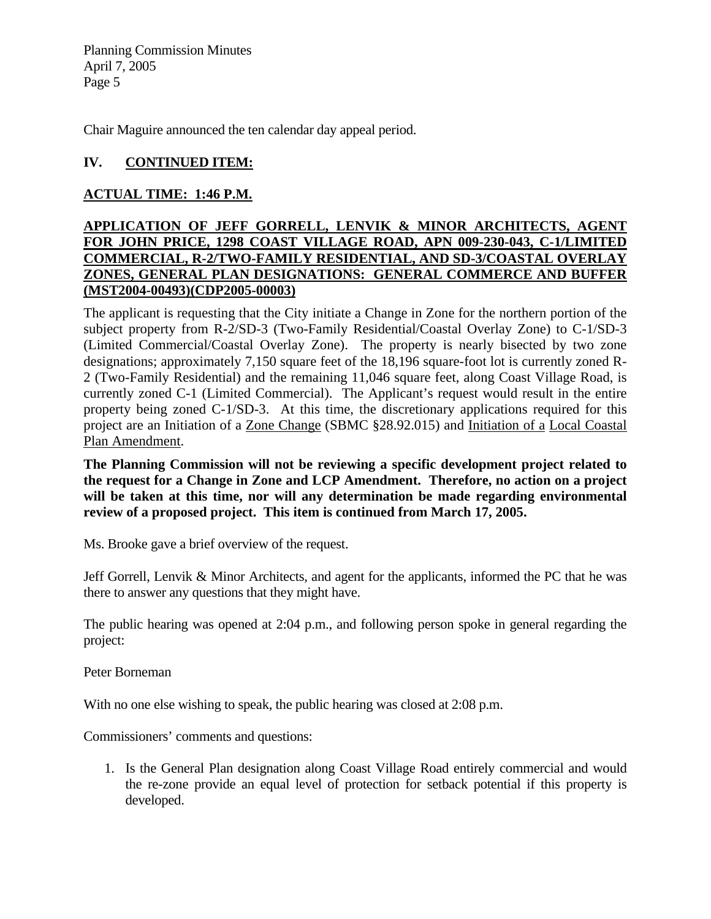Chair Maguire announced the ten calendar day appeal period.

## IV. CONTINUED ITEM:

**ACTUAL TIME: 1:46 P.M.**

**APPLICATION OF JEFF GORRELL, LENVIK & MINOR ARCHITECTS, AGENT FOR JOHN PRICE, 1298 COAST VILLAGE ROAD, APN 009-230-043, C-1/LIMITED COMMERCIAL, R-2/TWO-FAMILY RESIDENTIAL, AND SD-3/COASTAL OVERLAY ZONES, GENERAL PLAN DESIGNATIONS: GENERAL COMMERCE AND BUFFER (MST2004-00493)(CDP2005-00003)**

The applicant is requesting that the City initiate a Change in Zone for the northern portion of the subject property from R-2/SD-3 (Two-Family Residential/Coastal Overlay Zone) to C-1/SD-3 (Limited Commercial/Coastal Overlay Zone). The property is nearly bisected by two zone designations; approximately 7,150 square feet of the 18,196 square-foot lot is currently zoned R-2 (Two-Family Residential) and the remaining 11,046 square feet, along Coast Village Road, is currently zoned C-1 (Limited Commercial). The Applicant's request would result in the entire property being zoned C-1/SD-3. At this time, the discretionary applications required for this project are an Initiation of a Zone Change (SBMC §28.92.015) and Initiation of a Local Coastal Plan Amendment.

**The Planning Commission will not be reviewing a specific development project related to the request for a Change in Zone and LCP Amendment. Therefore, no action on a project will be taken at this time, nor will any determination be made regarding environmental review of a proposed project. This item is continued from March 17, 2005.**

Ms. Brooke gave a brief overview of the request.

Jeff Gorrell, Lenvik & Minor Architects, and agent for the applicants, informed the PC that he was there to answer any questions that they might have.

The public hearing was opened at 2:04 p.m., and following person spoke in general regarding the project:

Peter Borneman

With no one else wishing to speak, the public hearing was closed at 2:08 p.m.

Commissioners' comments and questions:

1. Is the General Plan designation along Coast Village Road entirely commercial and would the re-zone provide an equal level of protection for setback potential if this property is developed.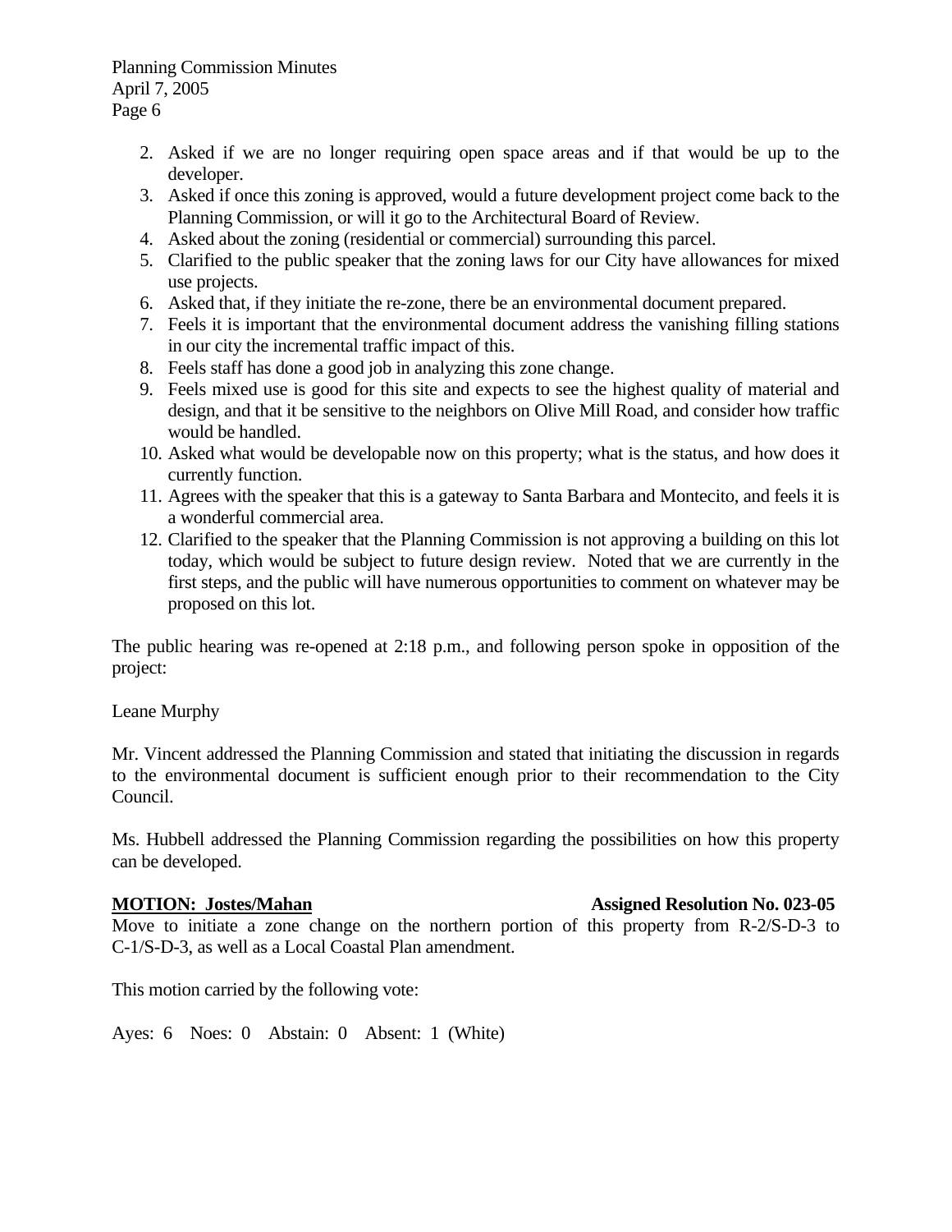2. Asked if we are no longer requiring open space areas and if that would be up to the developer.
3. Asked if once this zoning is approved, would a future development project come back to the Planning Commission, or will it go to the Architectural Board of Review.
4. Asked about the zoning (residential or commercial) surrounding this parcel.
5. Clarified to the public speaker that the zoning laws for our City have allowances for mixed use projects.
6. Asked that, if they initiate the re-zone, there be an environmental document prepared.
7. Feels it is important that the environmental document address the vanishing filling stations in our city the incremental traffic impact of this.
8. Feels staff has done a good job in analyzing this zone change.
9. Feels mixed use is good for this site and expects to see the highest quality of material and design, and that it be sensitive to the neighbors on Olive Mill Road, and consider how traffic would be handled.
10. Asked what would be developable now on this property; what is the status, and how does it currently function.
11. Agrees with the speaker that this is a gateway to Santa Barbara and Montecito, and feels it is a wonderful commercial area.
12. Clarified to the speaker that the Planning Commission is not approving a building on this lot today, which would be subject to future design review. Noted that we are currently in the first steps, and the public will have numerous opportunities to comment on whatever may be proposed on this lot.

The public hearing was re-opened at 2:18 p.m., and following person spoke in opposition of the project:

Leane Murphy

Mr. Vincent addressed the Planning Commission and stated that initiating the discussion in regards to the environmental document is sufficient enough prior to their recommendation to the City Council.

Ms. Hubbell addressed the Planning Commission regarding the possibilities on how this property can be developed.

**MOTION: Jostes/Mahan** **Assigned Resolution No. 023-05**
Move to initiate a zone change on the northern portion of this property from R-2/S-D-3 to C-1/S-D-3, as well as a Local Coastal Plan amendment.

This motion carried by the following vote:

Ayes: 6 Noes: 0 Abstain: 0 Absent: 1 (White)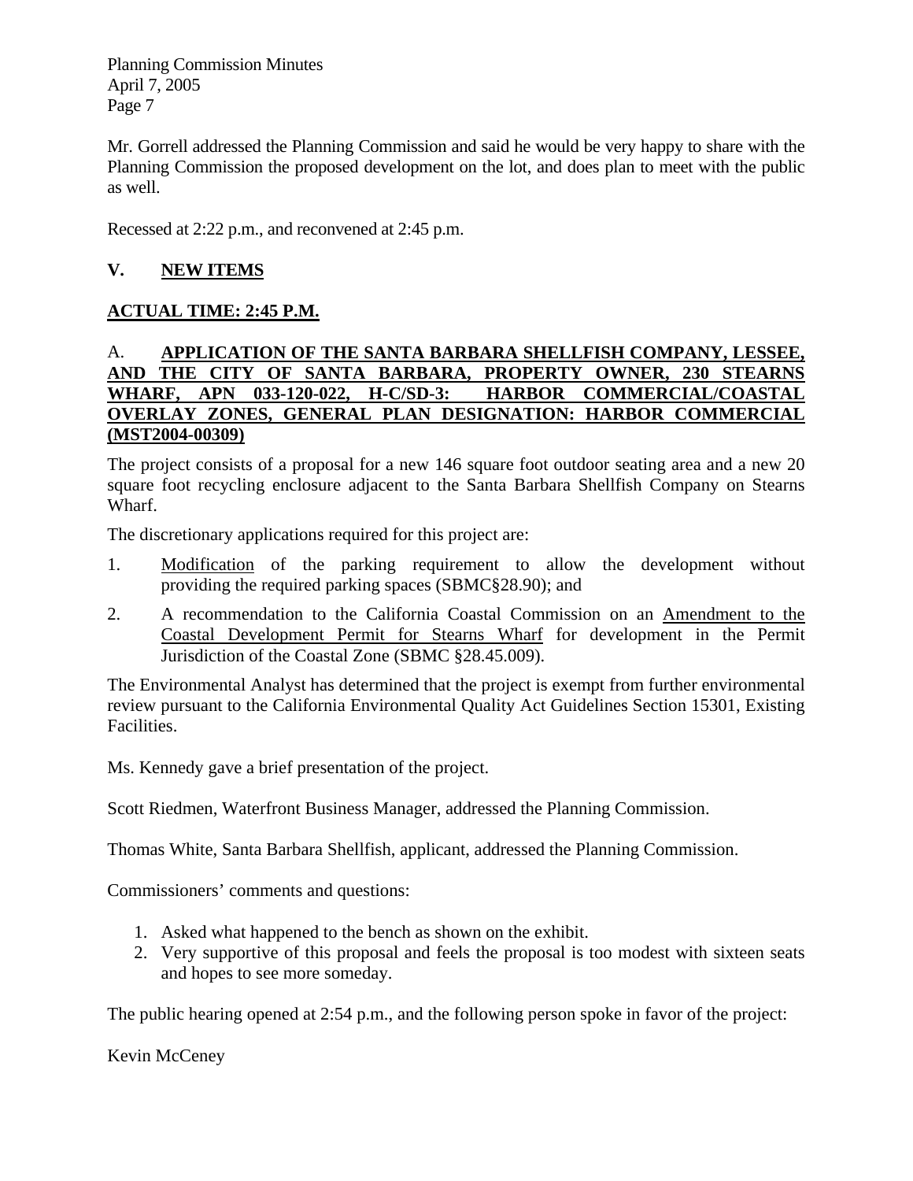Mr. Gorrell addressed the Planning Commission and said he would be very happy to share with the Planning Commission the proposed development on the lot, and does plan to meet with the public as well.

Recessed at 2:22 p.m., and reconvened at 2:45 p.m.

## V. NEW ITEMS

**ACTUAL TIME: 2:45 P.M.**

### A. APPLICATION OF THE SANTA BARBARA SHELLFISH COMPANY, LESSEE, AND THE CITY OF SANTA BARBARA, PROPERTY OWNER, 230 STEARNS WHARF, APN 033-120-022, H-C/SD-3: HARBOR COMMERCIAL/COASTAL OVERLAY ZONES, GENERAL PLAN DESIGNATION: HARBOR COMMERCIAL (MST2004-00309)

The project consists of a proposal for a new 146 square foot outdoor seating area and a new 20 square foot recycling enclosure adjacent to the Santa Barbara Shellfish Company on Stearns Wharf.

The discretionary applications required for this project are:

1. Modification of the parking requirement to allow the development without providing the required parking spaces (SBMC§28.90); and
2. A recommendation to the California Coastal Commission on an Amendment to the Coastal Development Permit for Stearns Wharf for development in the Permit Jurisdiction of the Coastal Zone (SBMC §28.45.009).

The Environmental Analyst has determined that the project is exempt from further environmental review pursuant to the California Environmental Quality Act Guidelines Section 15301, Existing Facilities.

Ms. Kennedy gave a brief presentation of the project.

Scott Riedmen, Waterfront Business Manager, addressed the Planning Commission.

Thomas White, Santa Barbara Shellfish, applicant, addressed the Planning Commission.

Commissioners' comments and questions:

1. Asked what happened to the bench as shown on the exhibit.
2. Very supportive of this proposal and feels the proposal is too modest with sixteen seats and hopes to see more someday.

The public hearing opened at 2:54 p.m., and the following person spoke in favor of the project:

Kevin McCeney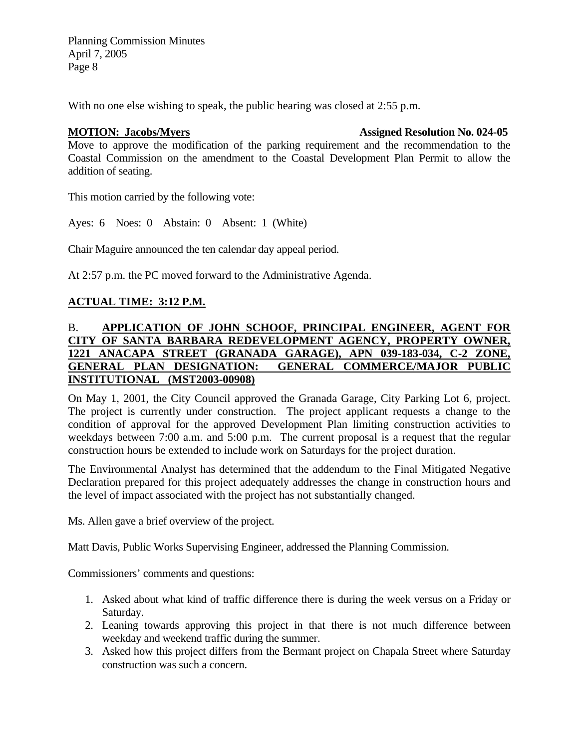With no one else wishing to speak, the public hearing was closed at 2:55 p.m.

**MOTION: Jacobs/Myers** **Assigned Resolution No. 024-05**

Move to approve the modification of the parking requirement and the recommendation to the Coastal Commission on the amendment to the Coastal Development Plan Permit to allow the addition of seating.

This motion carried by the following vote:

Ayes: 6 Noes: 0 Abstain: 0 Absent: 1 (White)

Chair Maguire announced the ten calendar day appeal period.

At 2:57 p.m. the PC moved forward to the Administrative Agenda.

**ACTUAL TIME: 3:12 P.M.**

B. **APPLICATION OF JOHN SCHOOF, PRINCIPAL ENGINEER, AGENT FOR CITY OF SANTA BARBARA REDEVELOPMENT AGENCY, PROPERTY OWNER, 1221 ANACAPA STREET (GRANADA GARAGE), APN 039-183-034, C-2 ZONE, GENERAL PLAN DESIGNATION: GENERAL COMMERCE/MAJOR PUBLIC INSTITUTIONAL (MST2003-00908)**

On May 1, 2001, the City Council approved the Granada Garage, City Parking Lot 6, project. The project is currently under construction. The project applicant requests a change to the condition of approval for the approved Development Plan limiting construction activities to weekdays between 7:00 a.m. and 5:00 p.m. The current proposal is a request that the regular construction hours be extended to include work on Saturdays for the project duration.

The Environmental Analyst has determined that the addendum to the Final Mitigated Negative Declaration prepared for this project adequately addresses the change in construction hours and the level of impact associated with the project has not substantially changed.

Ms. Allen gave a brief overview of the project.

Matt Davis, Public Works Supervising Engineer, addressed the Planning Commission.

Commissioners' comments and questions:

1. Asked about what kind of traffic difference there is during the week versus on a Friday or Saturday.
2. Leaning towards approving this project in that there is not much difference between weekday and weekend traffic during the summer.
3. Asked how this project differs from the Bermant project on Chapala Street where Saturday construction was such a concern.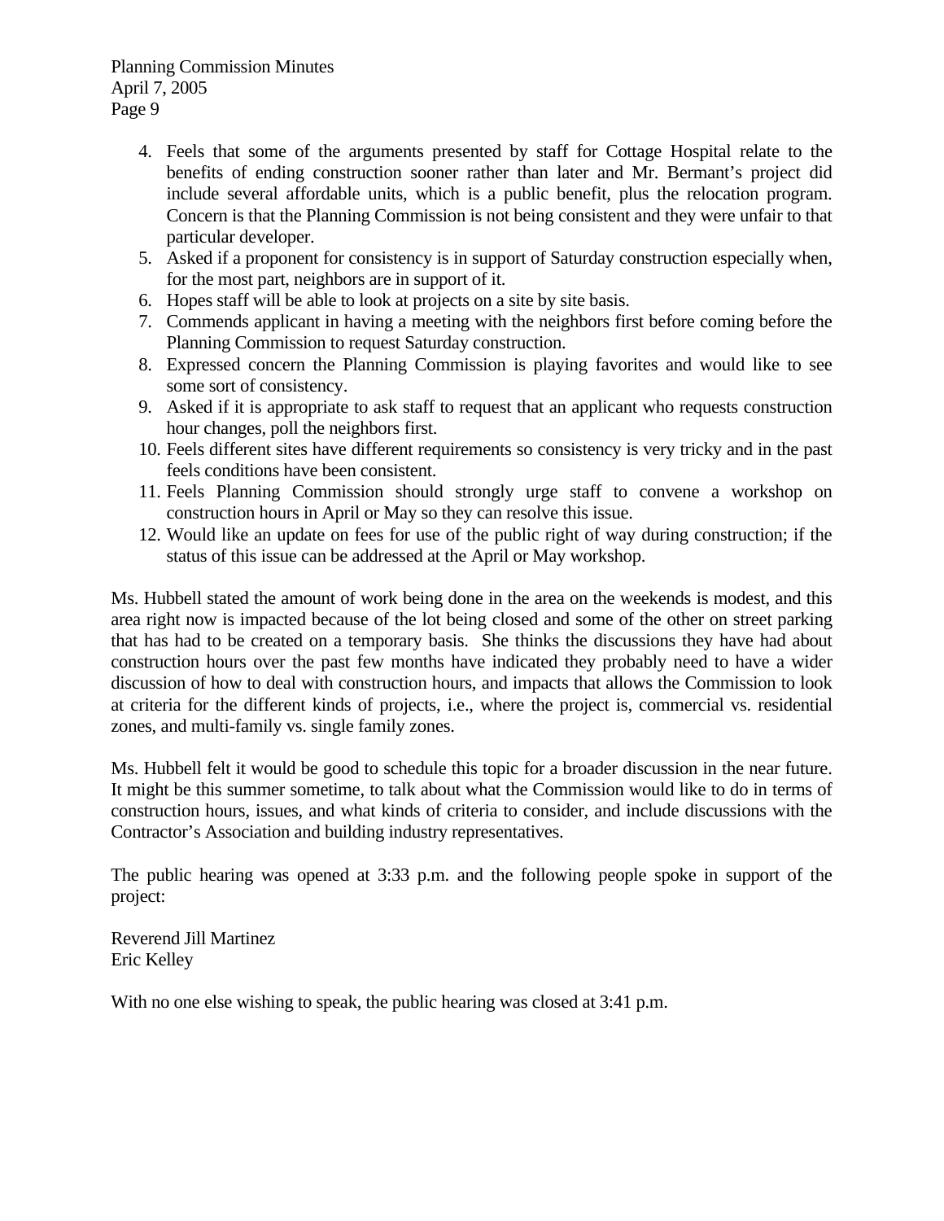4. Feels that some of the arguments presented by staff for Cottage Hospital relate to the benefits of ending construction sooner rather than later and Mr. Bermant's project did include several affordable units, which is a public benefit, plus the relocation program. Concern is that the Planning Commission is not being consistent and they were unfair to that particular developer.
5. Asked if a proponent for consistency is in support of Saturday construction especially when, for the most part, neighbors are in support of it.
6. Hopes staff will be able to look at projects on a site by site basis.
7. Commends applicant in having a meeting with the neighbors first before coming before the Planning Commission to request Saturday construction.
8. Expressed concern the Planning Commission is playing favorites and would like to see some sort of consistency.
9. Asked if it is appropriate to ask staff to request that an applicant who requests construction hour changes, poll the neighbors first.
10. Feels different sites have different requirements so consistency is very tricky and in the past feels conditions have been consistent.
11. Feels Planning Commission should strongly urge staff to convene a workshop on construction hours in April or May so they can resolve this issue.
12. Would like an update on fees for use of the public right of way during construction; if the status of this issue can be addressed at the April or May workshop.

Ms. Hubbell stated the amount of work being done in the area on the weekends is modest, and this area right now is impacted because of the lot being closed and some of the other on street parking that has had to be created on a temporary basis. She thinks the discussions they have had about construction hours over the past few months have indicated they probably need to have a wider discussion of how to deal with construction hours, and impacts that allows the Commission to look at criteria for the different kinds of projects, i.e., where the project is, commercial vs. residential zones, and multi-family vs. single family zones.

Ms. Hubbell felt it would be good to schedule this topic for a broader discussion in the near future. It might be this summer sometime, to talk about what the Commission would like to do in terms of construction hours, issues, and what kinds of criteria to consider, and include discussions with the Contractor's Association and building industry representatives.

The public hearing was opened at 3:33 p.m. and the following people spoke in support of the project:

Reverend Jill Martinez
Eric Kelley

With no one else wishing to speak, the public hearing was closed at 3:41 p.m.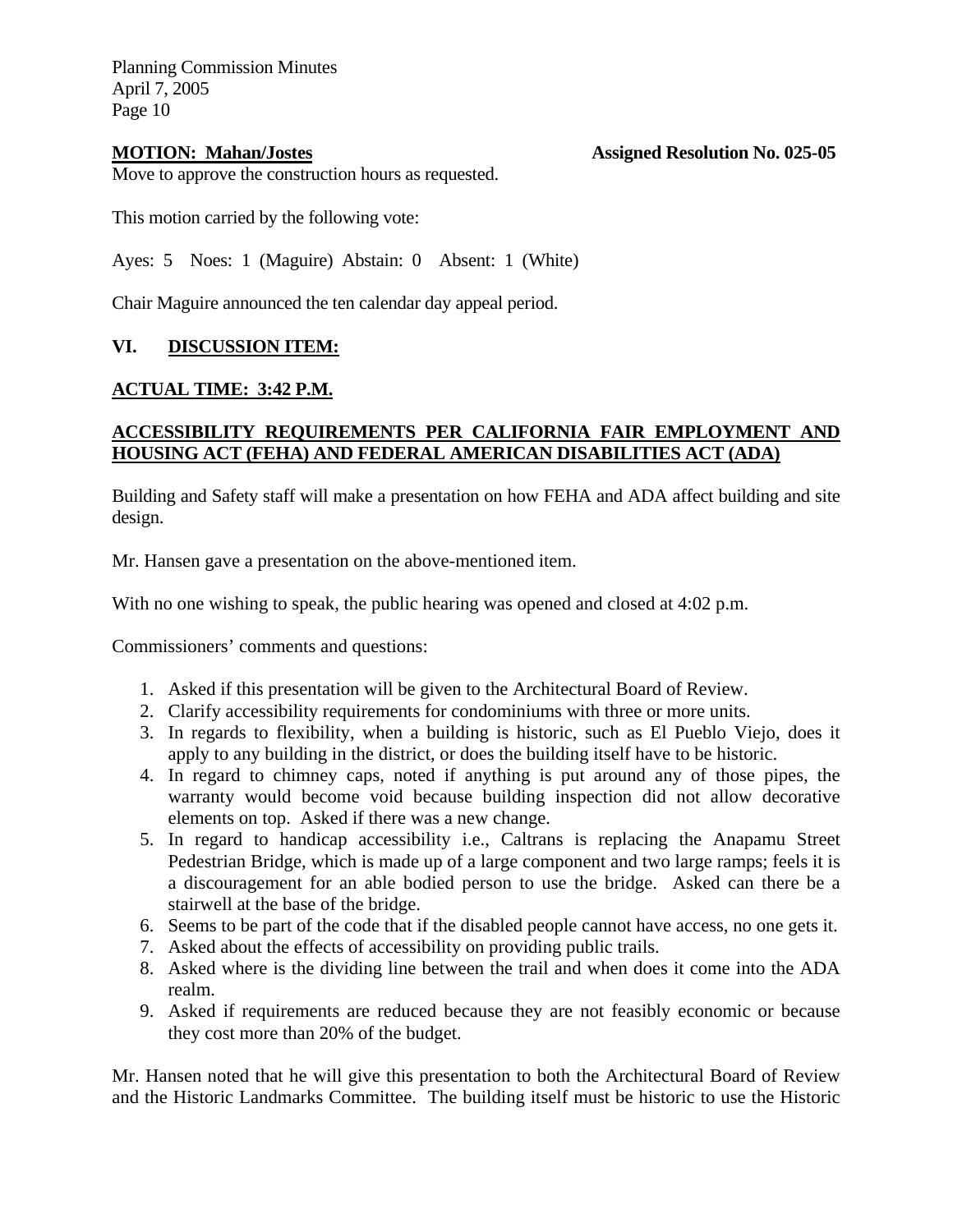**MOTION: Mahan/Jostes** **Assigned Resolution No. 025-05**

Move to approve the construction hours as requested.

This motion carried by the following vote:

Ayes: 5 Noes: 1 (Maguire) Abstain: 0 Absent: 1 (White)

Chair Maguire announced the ten calendar day appeal period.

## VI. DISCUSSION ITEM:

**ACTUAL TIME: 3:42 P.M.**

**ACCESSIBILITY REQUIREMENTS PER CALIFORNIA FAIR EMPLOYMENT AND HOUSING ACT (FEHA) AND FEDERAL AMERICAN DISABILITIES ACT (ADA)**

Building and Safety staff will make a presentation on how FEHA and ADA affect building and site design.

Mr. Hansen gave a presentation on the above-mentioned item.

With no one wishing to speak, the public hearing was opened and closed at 4:02 p.m.

Commissioners' comments and questions:

1. Asked if this presentation will be given to the Architectural Board of Review.
2. Clarify accessibility requirements for condominiums with three or more units.
3. In regards to flexibility, when a building is historic, such as El Pueblo Viejo, does it apply to any building in the district, or does the building itself have to be historic.
4. In regard to chimney caps, noted if anything is put around any of those pipes, the warranty would become void because building inspection did not allow decorative elements on top. Asked if there was a new change.
5. In regard to handicap accessibility i.e., Caltrans is replacing the Anapamu Street Pedestrian Bridge, which is made up of a large component and two large ramps; feels it is a discouragement for an able bodied person to use the bridge. Asked can there be a stairwell at the base of the bridge.
6. Seems to be part of the code that if the disabled people cannot have access, no one gets it.
7. Asked about the effects of accessibility on providing public trails.
8. Asked where is the dividing line between the trail and when does it come into the ADA realm.
9. Asked if requirements are reduced because they are not feasibly economic or because they cost more than 20% of the budget.

Mr. Hansen noted that he will give this presentation to both the Architectural Board of Review and the Historic Landmarks Committee. The building itself must be historic to use the Historic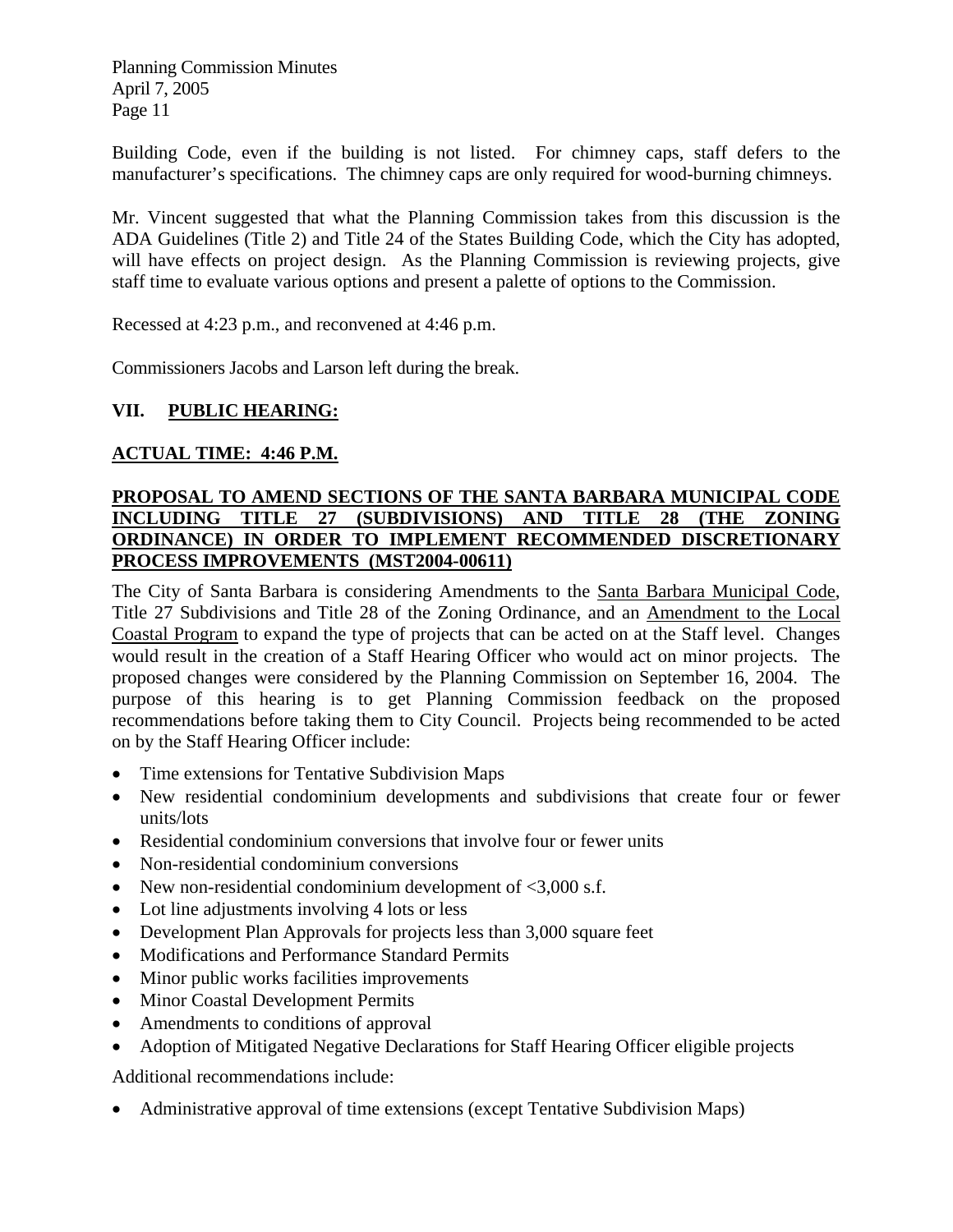Building Code, even if the building is not listed. For chimney caps, staff defers to the manufacturer's specifications. The chimney caps are only required for wood-burning chimneys.

Mr. Vincent suggested that what the Planning Commission takes from this discussion is the ADA Guidelines (Title 2) and Title 24 of the States Building Code, which the City has adopted, will have effects on project design. As the Planning Commission is reviewing projects, give staff time to evaluate various options and present a palette of options to the Commission.

Recessed at 4:23 p.m., and reconvened at 4:46 p.m.

Commissioners Jacobs and Larson left during the break.

## VII. PUBLIC HEARING:

**ACTUAL TIME: 4:46 P.M.**

**PROPOSAL TO AMEND SECTIONS OF THE SANTA BARBARA MUNICIPAL CODE INCLUDING TITLE 27 (SUBDIVISIONS) AND TITLE 28 (THE ZONING ORDINANCE) IN ORDER TO IMPLEMENT RECOMMENDED DISCRETIONARY PROCESS IMPROVEMENTS (MST2004-00611)**

The City of Santa Barbara is considering Amendments to the Santa Barbara Municipal Code, Title 27 Subdivisions and Title 28 of the Zoning Ordinance, and an Amendment to the Local Coastal Program to expand the type of projects that can be acted on at the Staff level. Changes would result in the creation of a Staff Hearing Officer who would act on minor projects. The proposed changes were considered by the Planning Commission on September 16, 2004. The purpose of this hearing is to get Planning Commission feedback on the proposed recommendations before taking them to City Council. Projects being recommended to be acted on by the Staff Hearing Officer include:

- Time extensions for Tentative Subdivision Maps
- New residential condominium developments and subdivisions that create four or fewer units/lots
- Residential condominium conversions that involve four or fewer units
- Non-residential condominium conversions
- New non-residential condominium development of <3,000 s.f.
- Lot line adjustments involving 4 lots or less
- Development Plan Approvals for projects less than 3,000 square feet
- Modifications and Performance Standard Permits
- Minor public works facilities improvements
- Minor Coastal Development Permits
- Amendments to conditions of approval
- Adoption of Mitigated Negative Declarations for Staff Hearing Officer eligible projects

Additional recommendations include:

- Administrative approval of time extensions (except Tentative Subdivision Maps)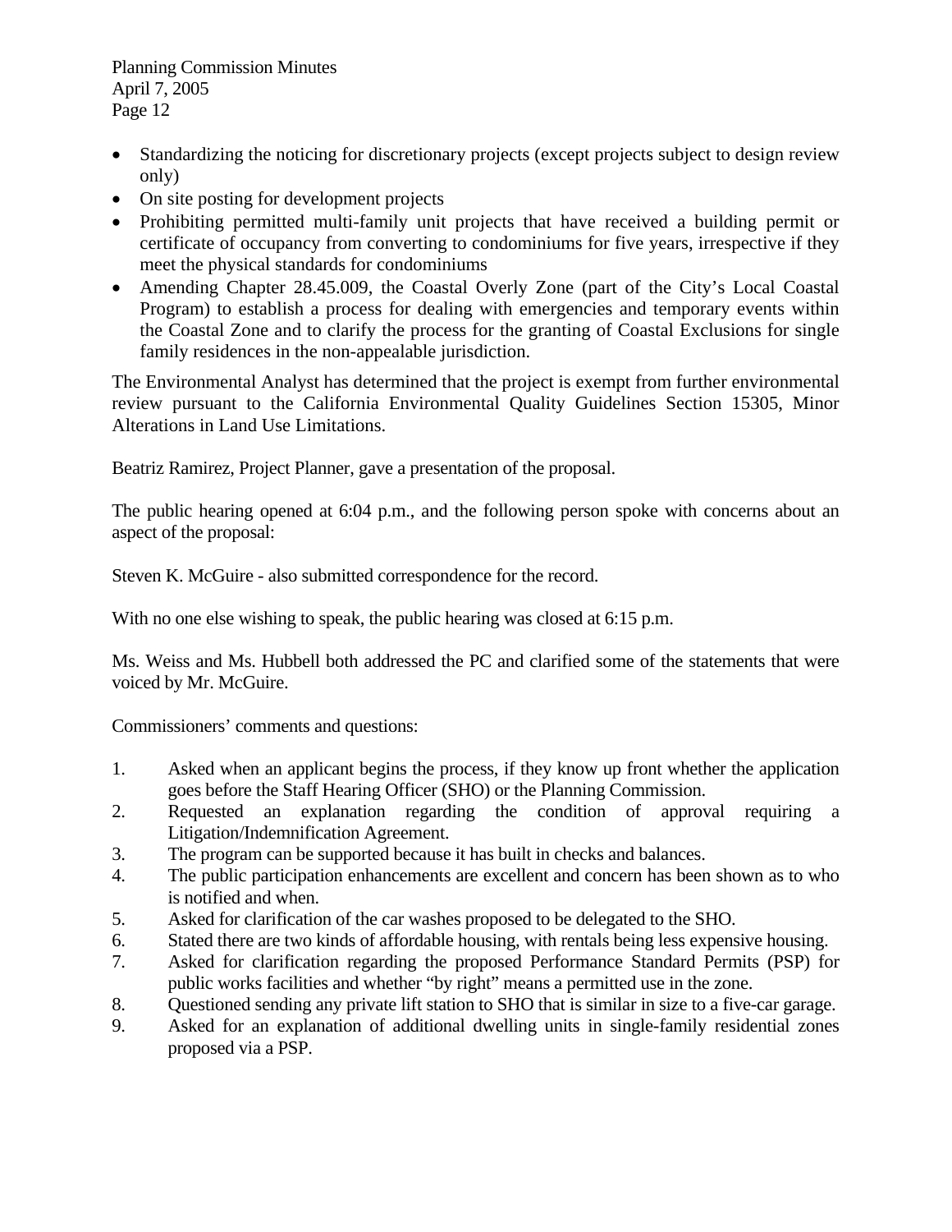- Standardizing the noticing for discretionary projects (except projects subject to design review only)
- On site posting for development projects
- Prohibiting permitted multi-family unit projects that have received a building permit or certificate of occupancy from converting to condominiums for five years, irrespective if they meet the physical standards for condominiums
- Amending Chapter 28.45.009, the Coastal Overly Zone (part of the City's Local Coastal Program) to establish a process for dealing with emergencies and temporary events within the Coastal Zone and to clarify the process for the granting of Coastal Exclusions for single family residences in the non-appealable jurisdiction.

The Environmental Analyst has determined that the project is exempt from further environmental review pursuant to the California Environmental Quality Guidelines Section 15305, Minor Alterations in Land Use Limitations.

Beatriz Ramirez, Project Planner, gave a presentation of the proposal.

The public hearing opened at 6:04 p.m., and the following person spoke with concerns about an aspect of the proposal:

Steven K. McGuire - also submitted correspondence for the record.

With no one else wishing to speak, the public hearing was closed at 6:15 p.m.

Ms. Weiss and Ms. Hubbell both addressed the PC and clarified some of the statements that were voiced by Mr. McGuire.

Commissioners' comments and questions:

1. Asked when an applicant begins the process, if they know up front whether the application goes before the Staff Hearing Officer (SHO) or the Planning Commission.
2. Requested an explanation regarding the condition of approval requiring a Litigation/Indemnification Agreement.
3. The program can be supported because it has built in checks and balances.
4. The public participation enhancements are excellent and concern has been shown as to who is notified and when.
5. Asked for clarification of the car washes proposed to be delegated to the SHO.
6. Stated there are two kinds of affordable housing, with rentals being less expensive housing.
7. Asked for clarification regarding the proposed Performance Standard Permits (PSP) for public works facilities and whether "by right" means a permitted use in the zone.
8. Questioned sending any private lift station to SHO that is similar in size to a five-car garage.
9. Asked for an explanation of additional dwelling units in single-family residential zones proposed via a PSP.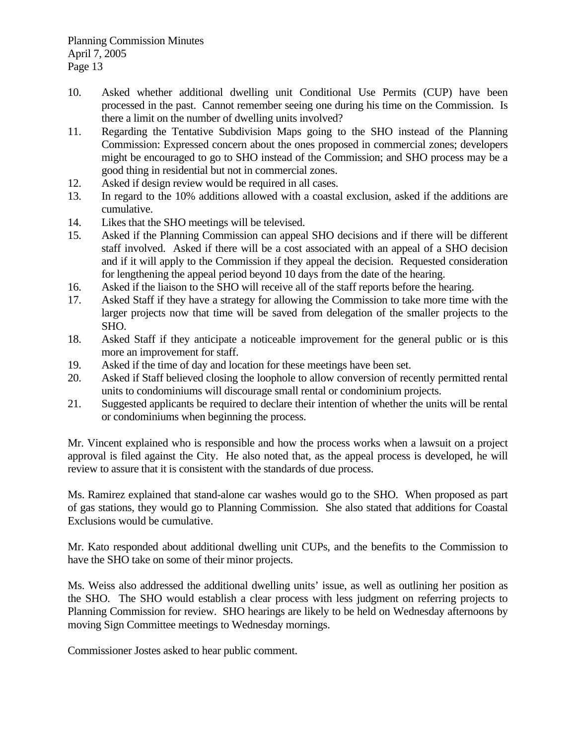10. Asked whether additional dwelling unit Conditional Use Permits (CUP) have been processed in the past. Cannot remember seeing one during his time on the Commission. Is there a limit on the number of dwelling units involved?
11. Regarding the Tentative Subdivision Maps going to the SHO instead of the Planning Commission: Expressed concern about the ones proposed in commercial zones; developers might be encouraged to go to SHO instead of the Commission; and SHO process may be a good thing in residential but not in commercial zones.
12. Asked if design review would be required in all cases.
13. In regard to the 10% additions allowed with a coastal exclusion, asked if the additions are cumulative.
14. Likes that the SHO meetings will be televised.
15. Asked if the Planning Commission can appeal SHO decisions and if there will be different staff involved. Asked if there will be a cost associated with an appeal of a SHO decision and if it will apply to the Commission if they appeal the decision. Requested consideration for lengthening the appeal period beyond 10 days from the date of the hearing.
16. Asked if the liaison to the SHO will receive all of the staff reports before the hearing.
17. Asked Staff if they have a strategy for allowing the Commission to take more time with the larger projects now that time will be saved from delegation of the smaller projects to the SHO.
18. Asked Staff if they anticipate a noticeable improvement for the general public or is this more an improvement for staff.
19. Asked if the time of day and location for these meetings have been set.
20. Asked if Staff believed closing the loophole to allow conversion of recently permitted rental units to condominiums will discourage small rental or condominium projects.
21. Suggested applicants be required to declare their intention of whether the units will be rental or condominiums when beginning the process.

Mr. Vincent explained who is responsible and how the process works when a lawsuit on a project approval is filed against the City. He also noted that, as the appeal process is developed, he will review to assure that it is consistent with the standards of due process.

Ms. Ramirez explained that stand-alone car washes would go to the SHO. When proposed as part of gas stations, they would go to Planning Commission. She also stated that additions for Coastal Exclusions would be cumulative.

Mr. Kato responded about additional dwelling unit CUPs, and the benefits to the Commission to have the SHO take on some of their minor projects.

Ms. Weiss also addressed the additional dwelling units' issue, as well as outlining her position as the SHO. The SHO would establish a clear process with less judgment on referring projects to Planning Commission for review. SHO hearings are likely to be held on Wednesday afternoons by moving Sign Committee meetings to Wednesday mornings.

Commissioner Jostes asked to hear public comment.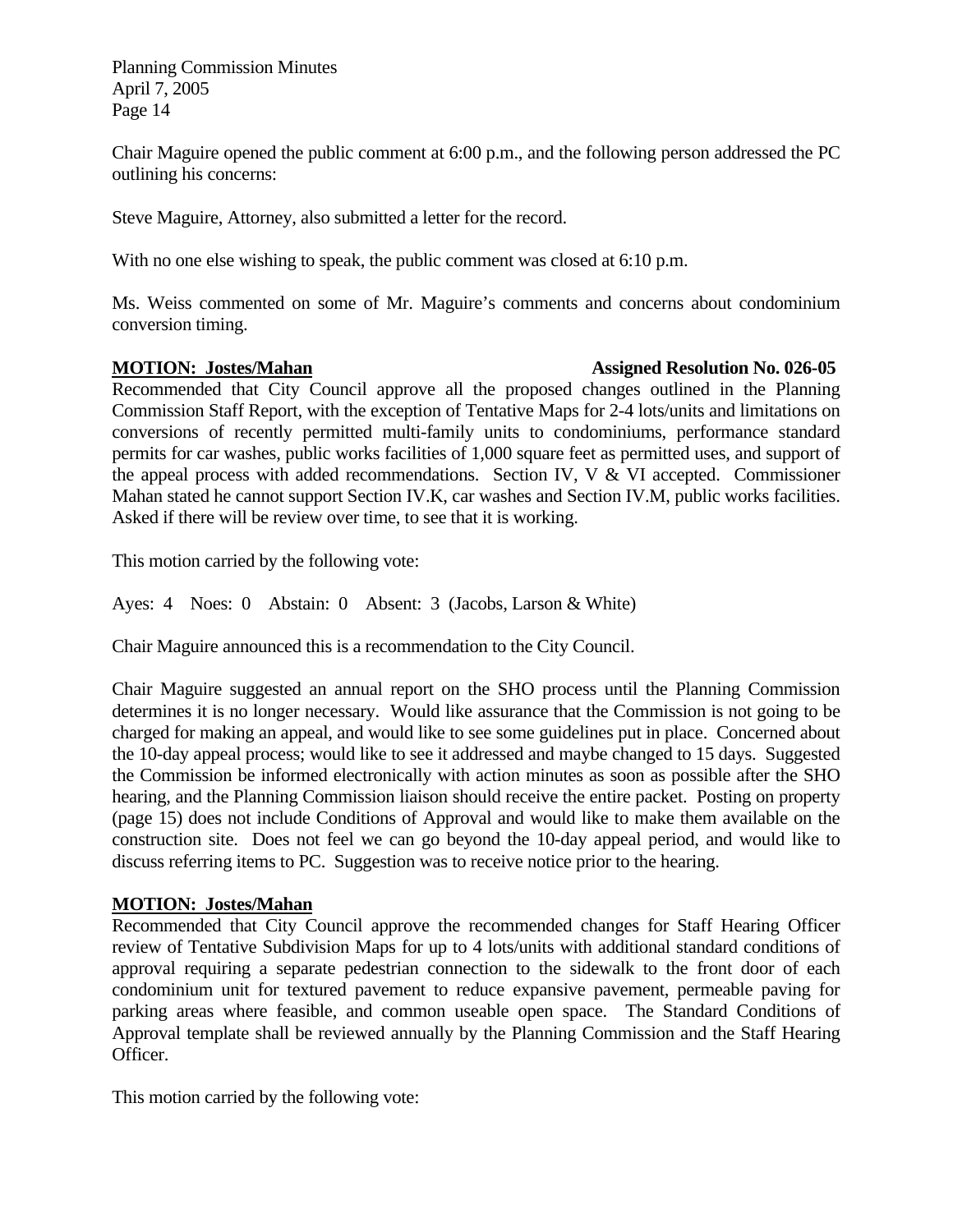Chair Maguire opened the public comment at 6:00 p.m., and the following person addressed the PC outlining his concerns:

Steve Maguire, Attorney, also submitted a letter for the record.

With no one else wishing to speak, the public comment was closed at 6:10 p.m.

Ms. Weiss commented on some of Mr. Maguire's comments and concerns about condominium conversion timing.

**MOTION: Jostes/Mahan** **Assigned Resolution No. 026-05**
Recommended that City Council approve all the proposed changes outlined in the Planning Commission Staff Report, with the exception of Tentative Maps for 2-4 lots/units and limitations on conversions of recently permitted multi-family units to condominiums, performance standard permits for car washes, public works facilities of 1,000 square feet as permitted uses, and support of the appeal process with added recommendations. Section IV, V & VI accepted. Commissioner Mahan stated he cannot support Section IV.K, car washes and Section IV.M, public works facilities. Asked if there will be review over time, to see that it is working.

This motion carried by the following vote:

Ayes: 4 Noes: 0 Abstain: 0 Absent: 3 (Jacobs, Larson & White)

Chair Maguire announced this is a recommendation to the City Council.

Chair Maguire suggested an annual report on the SHO process until the Planning Commission determines it is no longer necessary. Would like assurance that the Commission is not going to be charged for making an appeal, and would like to see some guidelines put in place. Concerned about the 10-day appeal process; would like to see it addressed and maybe changed to 15 days. Suggested the Commission be informed electronically with action minutes as soon as possible after the SHO hearing, and the Planning Commission liaison should receive the entire packet. Posting on property (page 15) does not include Conditions of Approval and would like to make them available on the construction site. Does not feel we can go beyond the 10-day appeal period, and would like to discuss referring items to PC. Suggestion was to receive notice prior to the hearing.

**MOTION: Jostes/Mahan**
Recommended that City Council approve the recommended changes for Staff Hearing Officer review of Tentative Subdivision Maps for up to 4 lots/units with additional standard conditions of approval requiring a separate pedestrian connection to the sidewalk to the front door of each condominium unit for textured pavement to reduce expansive pavement, permeable paving for parking areas where feasible, and common useable open space. The Standard Conditions of Approval template shall be reviewed annually by the Planning Commission and the Staff Hearing Officer.

This motion carried by the following vote: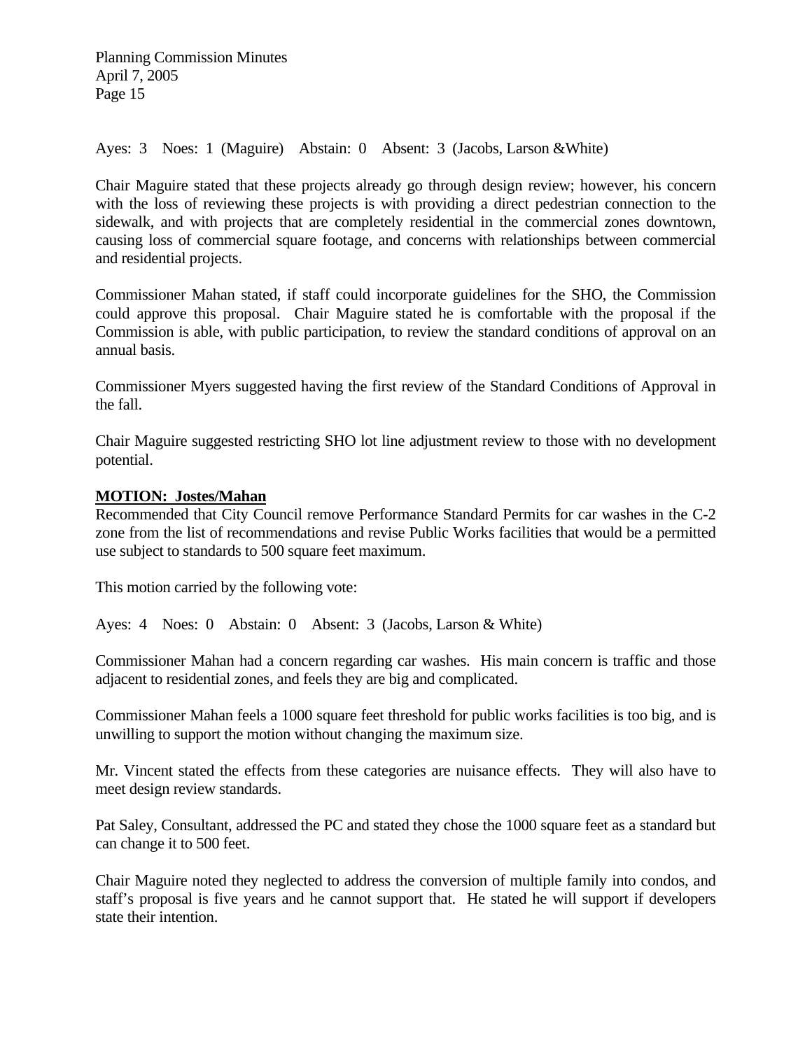Ayes: 3 Noes: 1 (Maguire) Abstain: 0 Absent: 3 (Jacobs, Larson &White)

Chair Maguire stated that these projects already go through design review; however, his concern with the loss of reviewing these projects is with providing a direct pedestrian connection to the sidewalk, and with projects that are completely residential in the commercial zones downtown, causing loss of commercial square footage, and concerns with relationships between commercial and residential projects.

Commissioner Mahan stated, if staff could incorporate guidelines for the SHO, the Commission could approve this proposal. Chair Maguire stated he is comfortable with the proposal if the Commission is able, with public participation, to review the standard conditions of approval on an annual basis.

Commissioner Myers suggested having the first review of the Standard Conditions of Approval in the fall.

Chair Maguire suggested restricting SHO lot line adjustment review to those with no development potential.

**MOTION: Jostes/Mahan**
Recommended that City Council remove Performance Standard Permits for car washes in the C-2 zone from the list of recommendations and revise Public Works facilities that would be a permitted use subject to standards to 500 square feet maximum.

This motion carried by the following vote:

Ayes: 4 Noes: 0 Abstain: 0 Absent: 3 (Jacobs, Larson & White)

Commissioner Mahan had a concern regarding car washes. His main concern is traffic and those adjacent to residential zones, and feels they are big and complicated.

Commissioner Mahan feels a 1000 square feet threshold for public works facilities is too big, and is unwilling to support the motion without changing the maximum size.

Mr. Vincent stated the effects from these categories are nuisance effects. They will also have to meet design review standards.

Pat Saley, Consultant, addressed the PC and stated they chose the 1000 square feet as a standard but can change it to 500 feet.

Chair Maguire noted they neglected to address the conversion of multiple family into condos, and staff's proposal is five years and he cannot support that. He stated he will support if developers state their intention.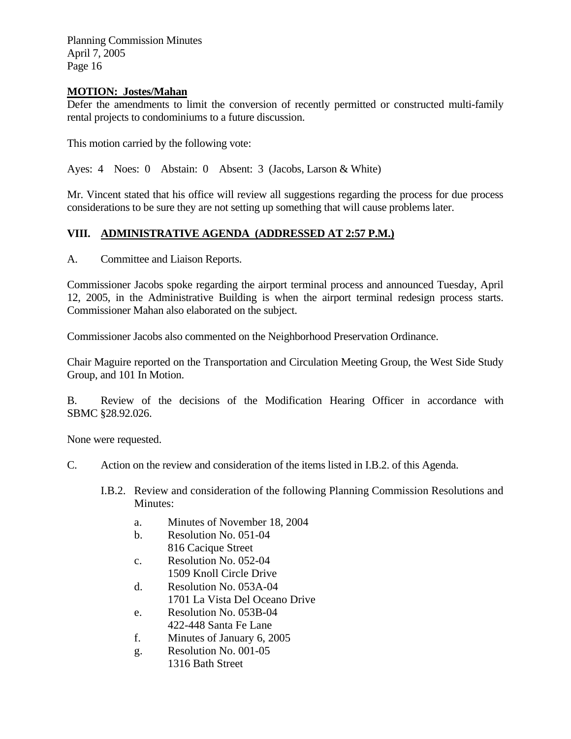**MOTION: Jostes/Mahan**

Defer the amendments to limit the conversion of recently permitted or constructed multi-family rental projects to condominiums to a future discussion.

This motion carried by the following vote:

Ayes: 4 Noes: 0 Abstain: 0 Absent: 3 (Jacobs, Larson & White)

Mr. Vincent stated that his office will review all suggestions regarding the process for due process considerations to be sure they are not setting up something that will cause problems later.

## VIII. ADMINISTRATIVE AGENDA (ADDRESSED AT 2:57 P.M.)

A. Committee and Liaison Reports.

Commissioner Jacobs spoke regarding the airport terminal process and announced Tuesday, April 12, 2005, in the Administrative Building is when the airport terminal redesign process starts. Commissioner Mahan also elaborated on the subject.

Commissioner Jacobs also commented on the Neighborhood Preservation Ordinance.

Chair Maguire reported on the Transportation and Circulation Meeting Group, the West Side Study Group, and 101 In Motion.

B. Review of the decisions of the Modification Hearing Officer in accordance with SBMC §28.92.026.

None were requested.

C. Action on the review and consideration of the items listed in I.B.2. of this Agenda.

I.B.2. Review and consideration of the following Planning Commission Resolutions and Minutes:

a. Minutes of November 18, 2004
b. Resolution No. 051-04
   816 Cacique Street
c. Resolution No. 052-04
   1509 Knoll Circle Drive
d. Resolution No. 053A-04
   1701 La Vista Del Oceano Drive
e. Resolution No. 053B-04
   422-448 Santa Fe Lane
f. Minutes of January 6, 2005
g. Resolution No. 001-05
   1316 Bath Street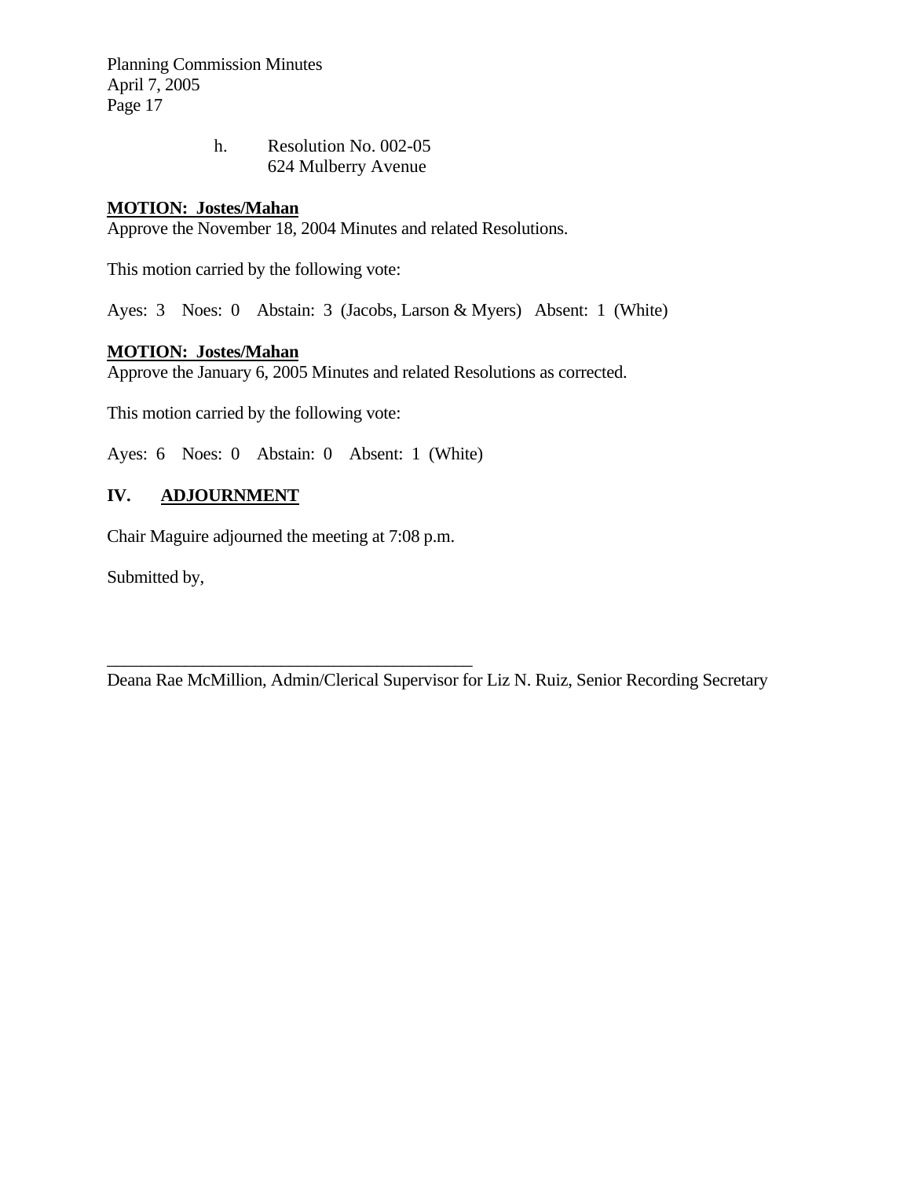h. Resolution No. 002-05
624 Mulberry Avenue

**MOTION: Jostes/Mahan**
Approve the November 18, 2004 Minutes and related Resolutions.

This motion carried by the following vote:

Ayes: 3 Noes: 0 Abstain: 3 (Jacobs, Larson & Myers) Absent: 1 (White)

**MOTION: Jostes/Mahan**
Approve the January 6, 2005 Minutes and related Resolutions as corrected.

This motion carried by the following vote:

Ayes: 6 Noes: 0 Abstain: 0 Absent: 1 (White)

## IV. ADJOURNMENT

Chair Maguire adjourned the meeting at 7:08 p.m.

Submitted by,

\_\_\_\_\_\_\_\_\_\_\_\_\_\_\_\_\_\_\_\_\_\_\_\_\_\_\_\_\_\_\_\_\_\_\_\_\_\_\_\_\_\_

Deana Rae McMillion, Admin/Clerical Supervisor for Liz N. Ruiz, Senior Recording Secretary